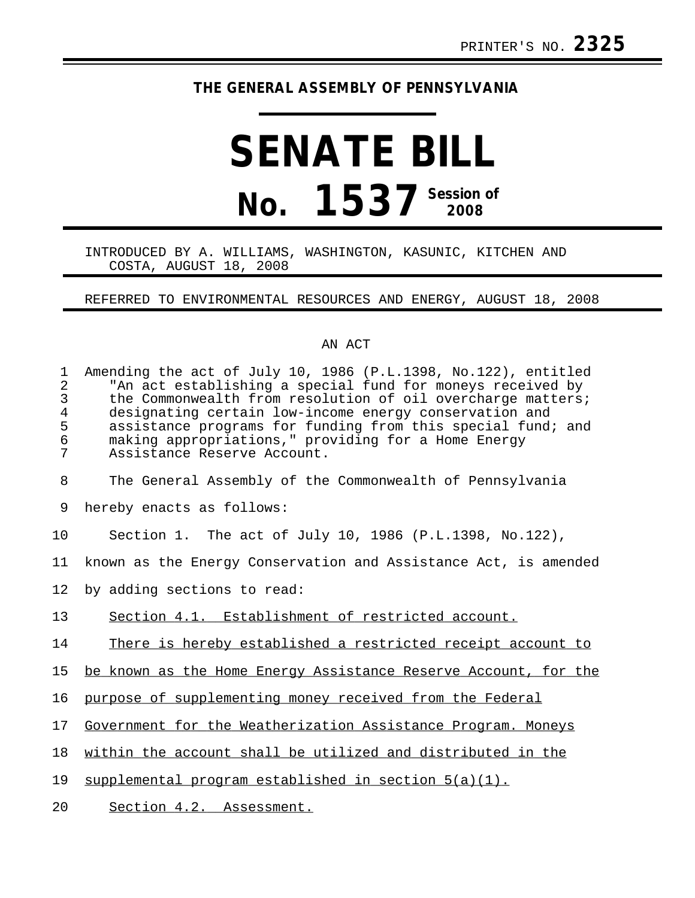PRINTER'S NO. **2325**

THE GENERAL ASSEMBLY OF PENNSYLVANIA

# SENATE BILL

# No. 1537 Session of 2008

INTRODUCED BY A. WILLIAMS, WASHINGTON, KASUNIC, KITCHEN AND COSTA, AUGUST 18, 2008

REFERRED TO ENVIRONMENTAL RESOURCES AND ENERGY, AUGUST 18, 2008

AN ACT

Amending the act of July 10, 1986 (P.L.1398, No.122), entitled "An act establishing a special fund for moneys received by the Commonwealth from resolution of oil overcharge matters; designating certain low-income energy conservation and assistance programs for funding from this special fund; and making appropriations," providing for a Home Energy Assistance Reserve Account.

The General Assembly of the Commonwealth of Pennsylvania hereby enacts as follows:

Section 1. The act of July 10, 1986 (P.L.1398, No.122), known as the Energy Conservation and Assistance Act, is amended by adding sections to read:

Section 4.1. Establishment of restricted account.

There is hereby established a restricted receipt account to be known as the Home Energy Assistance Reserve Account, for the purpose of supplementing money received from the Federal Government for the Weatherization Assistance Program. Moneys within the account shall be utilized and distributed in the supplemental program established in section 5(a)(1).

Section 4.2. Assessment.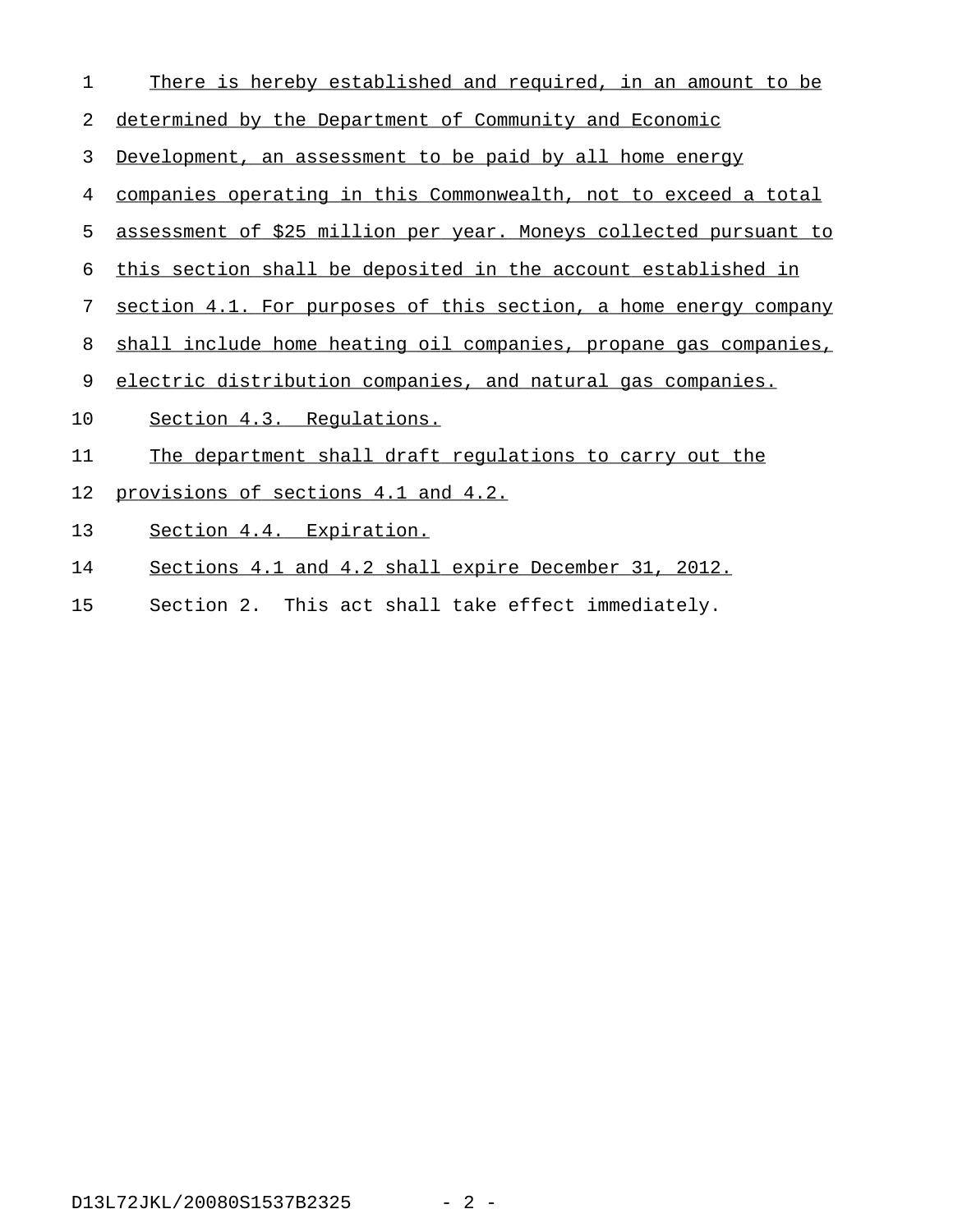There is hereby established and required, in an amount to be determined by the Department of Community and Economic Development, an assessment to be paid by all home energy companies operating in this Commonwealth, not to exceed a total assessment of $25 million per year. Moneys collected pursuant to this section shall be deposited in the account established in section 4.1. For purposes of this section, a home energy company shall include home heating oil companies, propane gas companies, electric distribution companies, and natural gas companies.

Section 4.3. Regulations.

The department shall draft regulations to carry out the provisions of sections 4.1 and 4.2.

Section 4.4. Expiration.

Sections 4.1 and 4.2 shall expire December 31, 2012.

Section 2. This act shall take effect immediately.